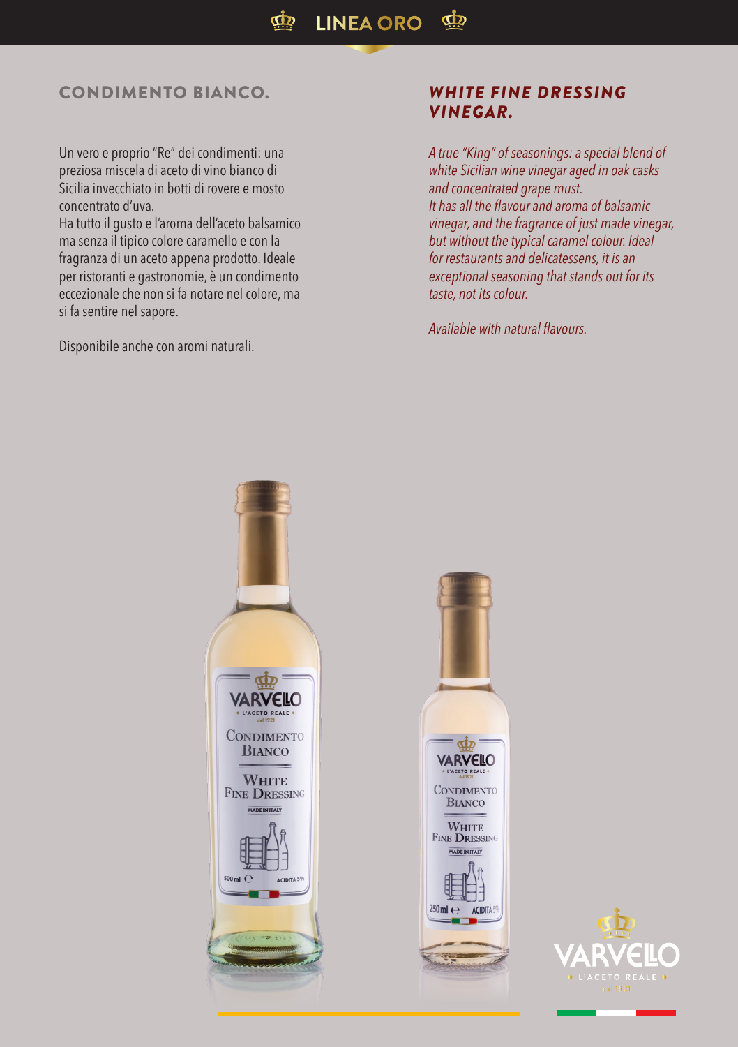# LINEA ORO

## CONDIMENTO BIANCO.

Un vero e proprio "Re" dei condimenti: una preziosa miscela di aceto di vino bianco di Sicilia invecchiato in botti di rovere e mosto concentrato d'uva.
Ha tutto il gusto e l'aroma dell'aceto balsamico ma senza il tipico colore caramello e con la fragranza di un aceto appena prodotto. Ideale per ristoranti e gastronomie, è un condimento eccezionale che non si fa notare nel colore, ma si fa sentire nel sapore.

Disponibile anche con aromi naturali.

## *WHITE FINE DRESSING VINEGAR.*

*A true "King" of seasonings: a special blend of white Sicilian wine vinegar aged in oak casks and concentrated grape must.*
*It has all the flavour and aroma of balsamic vinegar, and the fragrance of just made vinegar, but without the typical caramel colour. Ideal for restaurants and delicatessens, it is an exceptional seasoning that stands out for its taste, not its colour.*

*Available with natural flavours.*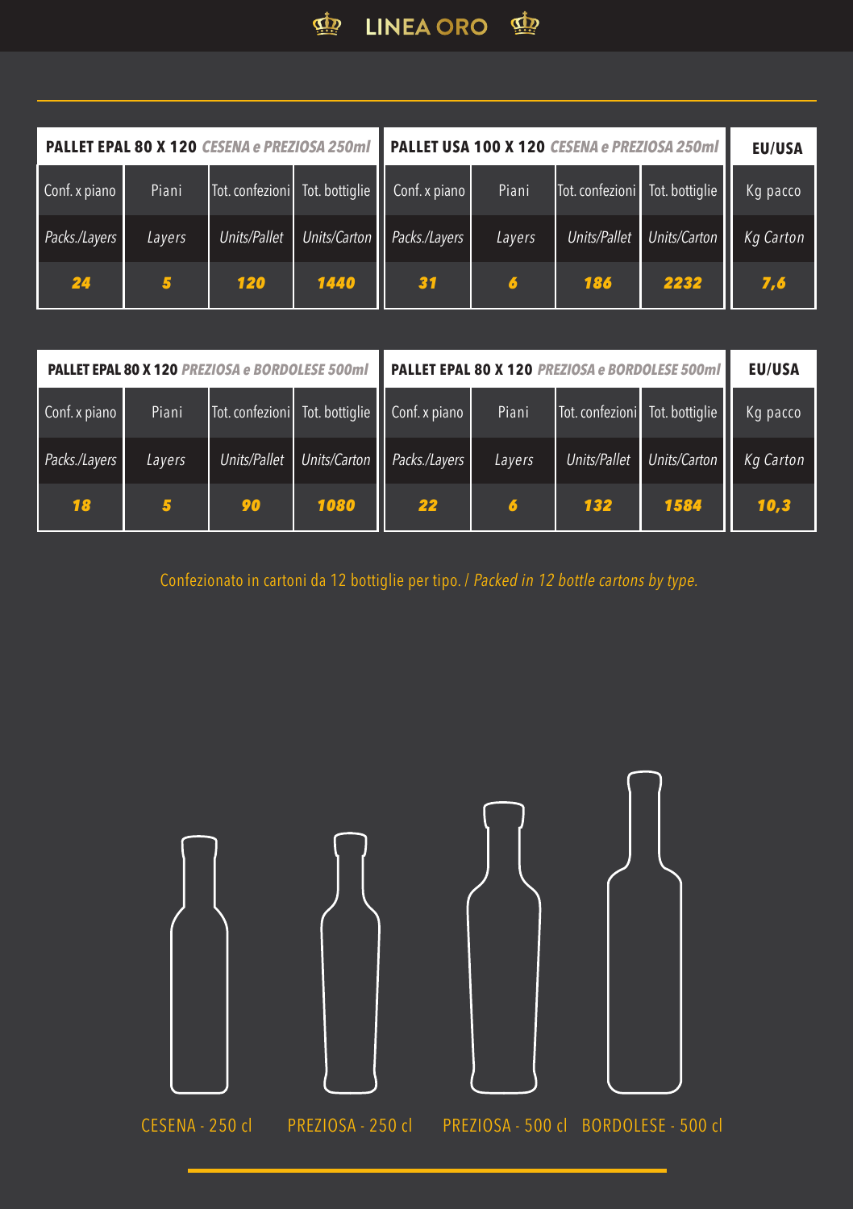# LINEA ORO

| PALLET EPAL 80 X 120 *CESENA e PREZIOSA 250ml* | | | | PALLET USA 100 X 120 *CESENA e PREZIOSA 250ml* | | | | EU/USA |
|---|---|---|---|---|---|---|---|---|
| Conf. x piano | Piani | Tot. confezioni | Tot. bottiglie | Conf. x piano | Piani | Tot. confezioni | Tot. bottiglie | Kg pacco |
| *Packs./Layers* | *Layers* | *Units/Pallet* | *Units/Carton* | *Packs./Layers* | *Layers* | *Units/Pallet* | *Units/Carton* | *Kg Carton* |
| **24** | **5** | **120** | **1440** | **31** | **6** | **186** | **2232** | **7,6** |

| PALLET EPAL 80 X 120 *PREZIOSA e BORDOLESE 500ml* | | | | PALLET EPAL 80 X 120 *PREZIOSA e BORDOLESE 500ml* | | | | EU/USA |
|---|---|---|---|---|---|---|---|---|
| Conf. x piano | Piani | Tot. confezioni | Tot. bottiglie | Conf. x piano | Piani | Tot. confezioni | Tot. bottiglie | Kg pacco |
| *Packs./Layers* | *Layers* | *Units/Pallet* | *Units/Carton* | *Packs./Layers* | *Layers* | *Units/Pallet* | *Units/Carton* | *Kg Carton* |
| **18** | **5** | **90** | **1080** | **22** | **6** | **132** | **1584** | **10,3** |

Confezionato in cartoni da 12 bottiglie per tipo. / *Packed in 12 bottle cartons by type.*

CESENA - 250 cl

PREZIOSA - 250 cl

PREZIOSA - 500 cl

BORDOLESE - 500 cl